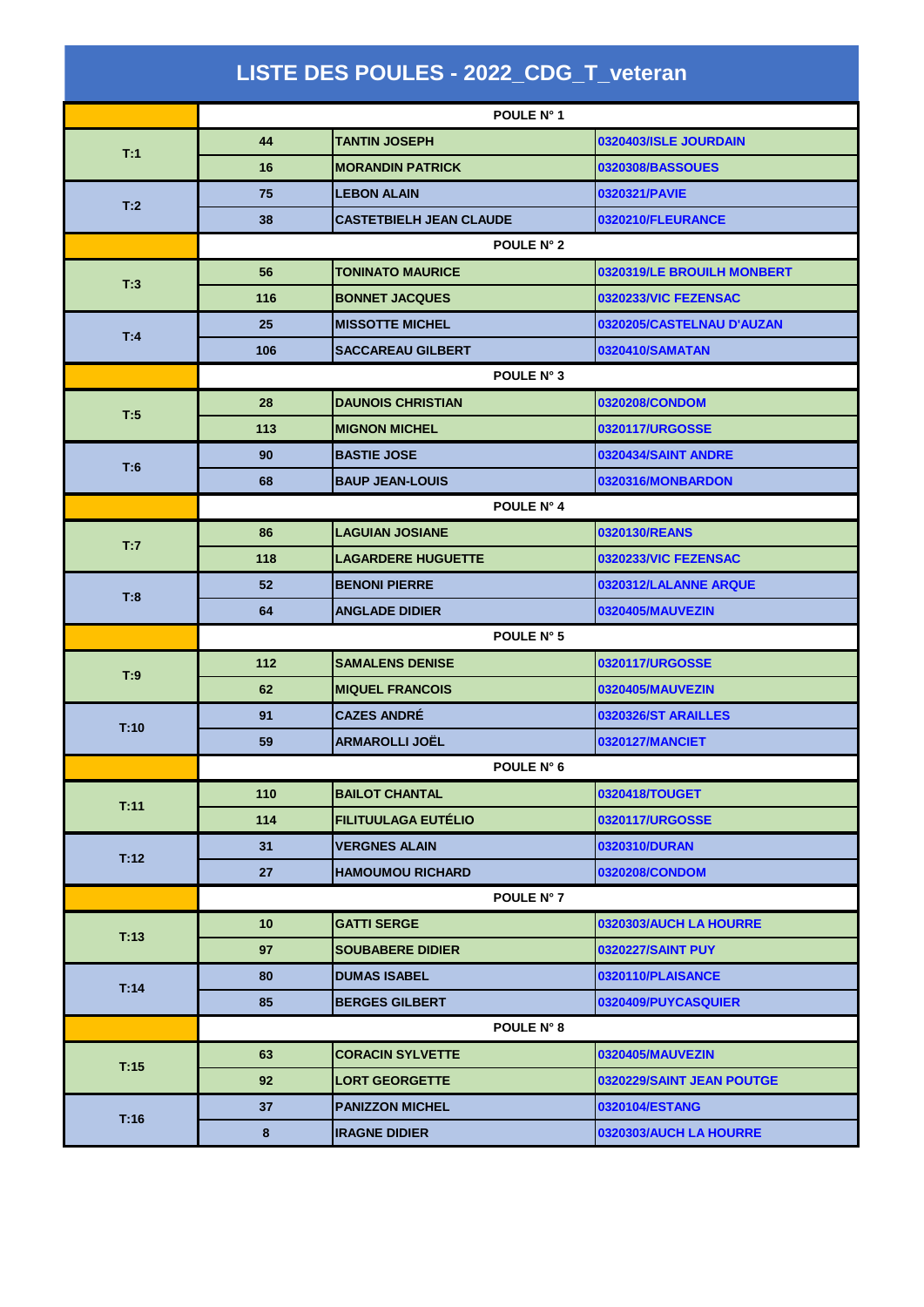# LISTE DES POULES - 2022_CDG_T_veteran

| | | | |
|---|---|---|---|
| | POULE N° 1 | | |
| T:1 | 44 | TANTIN JOSEPH | 0320403/ISLE JOURDAIN |
| | 16 | MORANDIN PATRICK | 0320308/BASSOUES |
| T:2 | 75 | LEBON ALAIN | 0320321/PAVIE |
| | 38 | CASTETBIELH JEAN CLAUDE | 0320210/FLEURANCE |
| | POULE N° 2 | | |
| T:3 | 56 | TONINATO MAURICE | 0320319/LE BROUILH MONBERT |
| | 116 | BONNET JACQUES | 0320233/VIC FEZENSAC |
| T:4 | 25 | MISSOTTE MICHEL | 0320205/CASTELNAU D'AUZAN |
| | 106 | SACCAREAU GILBERT | 0320410/SAMATAN |
| | POULE N° 3 | | |
| T:5 | 28 | DAUNOIS CHRISTIAN | 0320208/CONDOM |
| | 113 | MIGNON MICHEL | 0320117/URGOSSE |
| T:6 | 90 | BASTIE JOSE | 0320434/SAINT ANDRE |
| | 68 | BAUP JEAN-LOUIS | 0320316/MONBARDON |
| | POULE N° 4 | | |
| T:7 | 86 | LAGUIAN JOSIANE | 0320130/REANS |
| | 118 | LAGARDERE HUGUETTE | 0320233/VIC FEZENSAC |
| T:8 | 52 | BENONI PIERRE | 0320312/LALANNE ARQUE |
| | 64 | ANGLADE DIDIER | 0320405/MAUVEZIN |
| | POULE N° 5 | | |
| T:9 | 112 | SAMALENS DENISE | 0320117/URGOSSE |
| | 62 | MIQUEL FRANCOIS | 0320405/MAUVEZIN |
| T:10 | 91 | CAZES ANDRÉ | 0320326/ST ARAILLES |
| | 59 | ARMAROLLI JOËL | 0320127/MANCIET |
| | POULE N° 6 | | |
| T:11 | 110 | BAILOT CHANTAL | 0320418/TOUGET |
| | 114 | FILITUULAGA EUTÉLIO | 0320117/URGOSSE |
| T:12 | 31 | VERGNES ALAIN | 0320310/DURAN |
| | 27 | HAMOUMOU RICHARD | 0320208/CONDOM |
| | POULE N° 7 | | |
| T:13 | 10 | GATTI SERGE | 0320303/AUCH LA HOURRE |
| | 97 | SOUBABERE DIDIER | 0320227/SAINT PUY |
| T:14 | 80 | DUMAS ISABEL | 0320110/PLAISANCE |
| | 85 | BERGES GILBERT | 0320409/PUYCASQUIER |
| | POULE N° 8 | | |
| T:15 | 63 | CORACIN SYLVETTE | 0320405/MAUVEZIN |
| | 92 | LORT GEORGETTE | 0320229/SAINT JEAN POUTGE |
| T:16 | 37 | PANIZZON MICHEL | 0320104/ESTANG |
| | 8 | IRAGNE DIDIER | 0320303/AUCH LA HOURRE |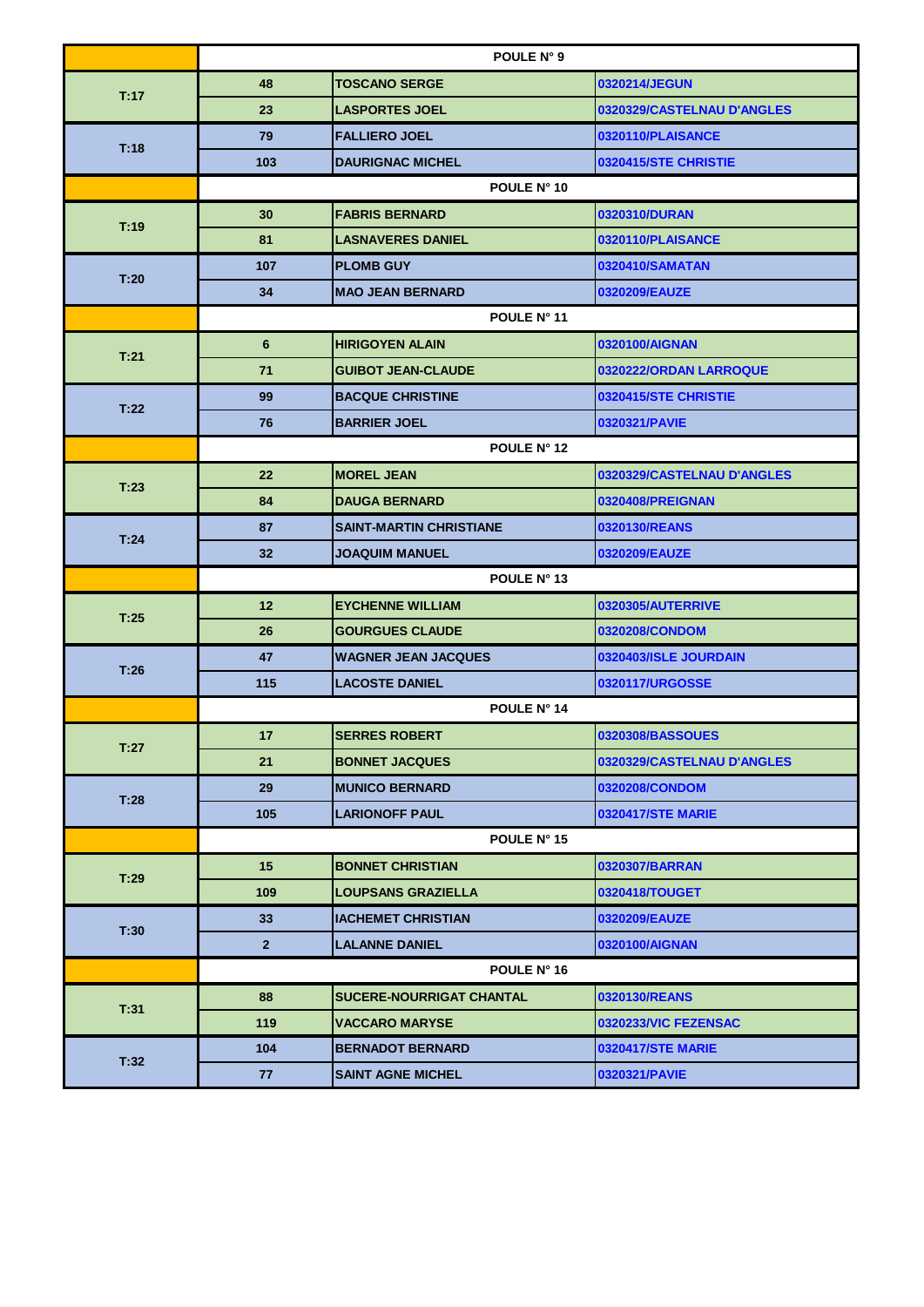| | | POULE N° 9 | |
|---|---|---|---|
| T:17 | 48 | TOSCANO SERGE | 0320214/JEGUN |
| | 23 | LASPORTES JOEL | 0320329/CASTELNAU D'ANGLES |
| T:18 | 79 | FALLIERO JOEL | 0320110/PLAISANCE |
| | 103 | DAURIGNAC MICHEL | 0320415/STE CHRISTIE |
| | | POULE N° 10 | |
| T:19 | 30 | FABRIS BERNARD | 0320310/DURAN |
| | 81 | LASNAVERES DANIEL | 0320110/PLAISANCE |
| T:20 | 107 | PLOMB GUY | 0320410/SAMATAN |
| | 34 | MAO JEAN BERNARD | 0320209/EAUZE |
| | | POULE N° 11 | |
| T:21 | 6 | HIRIGOYEN ALAIN | 0320100/AIGNAN |
| | 71 | GUIBOT JEAN-CLAUDE | 0320222/ORDAN LARROQUE |
| T:22 | 99 | BACQUE CHRISTINE | 0320415/STE CHRISTIE |
| | 76 | BARRIER JOEL | 0320321/PAVIE |
| | | POULE N° 12 | |
| T:23 | 22 | MOREL JEAN | 0320329/CASTELNAU D'ANGLES |
| | 84 | DAUGA BERNARD | 0320408/PREIGNAN |
| T:24 | 87 | SAINT-MARTIN CHRISTIANE | 0320130/REANS |
| | 32 | JOAQUIM MANUEL | 0320209/EAUZE |
| | | POULE N° 13 | |
| T:25 | 12 | EYCHENNE WILLIAM | 0320305/AUTERRIVE |
| | 26 | GOURGUES CLAUDE | 0320208/CONDOM |
| T:26 | 47 | WAGNER JEAN JACQUES | 0320403/ISLE JOURDAIN |
| | 115 | LACOSTE DANIEL | 0320117/URGOSSE |
| | | POULE N° 14 | |
| T:27 | 17 | SERRES ROBERT | 0320308/BASSOUES |
| | 21 | BONNET JACQUES | 0320329/CASTELNAU D'ANGLES |
| T:28 | 29 | MUNICO BERNARD | 0320208/CONDOM |
| | 105 | LARIONOFF PAUL | 0320417/STE MARIE |
| | | POULE N° 15 | |
| T:29 | 15 | BONNET CHRISTIAN | 0320307/BARRAN |
| | 109 | LOUPSANS GRAZIELLA | 0320418/TOUGET |
| T:30 | 33 | IACHEMET CHRISTIAN | 0320209/EAUZE |
| | 2 | LALANNE DANIEL | 0320100/AIGNAN |
| | | POULE N° 16 | |
| T:31 | 88 | SUCERE-NOURRIGAT CHANTAL | 0320130/REANS |
| | 119 | VACCARO MARYSE | 0320233/VIC FEZENSAC |
| T:32 | 104 | BERNADOT BERNARD | 0320417/STE MARIE |
| | 77 | SAINT AGNE MICHEL | 0320321/PAVIE |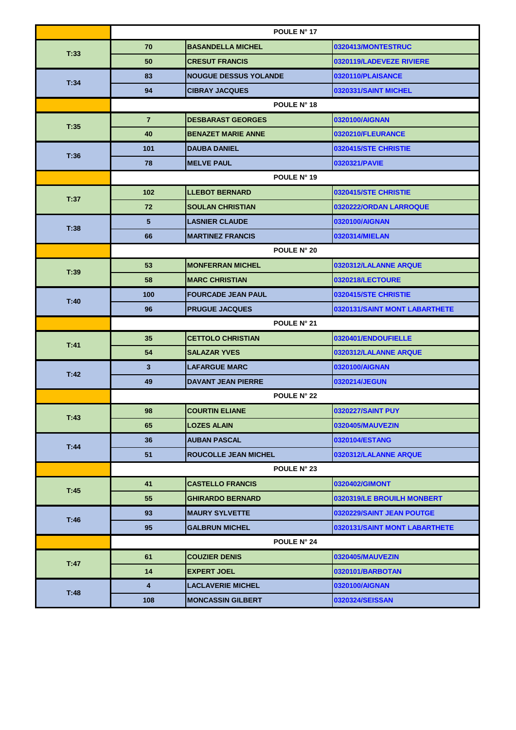| | | | |
|---|---|---|---|
| | POULE N° 17 | | |
| T:33 | 70 | BASANDELLA MICHEL | 0320413/MONTESTRUC |
| | 50 | CRESUT FRANCIS | 0320119/LADEVEZE RIVIERE |
| T:34 | 83 | NOUGUE DESSUS YOLANDE | 0320110/PLAISANCE |
| | 94 | CIBRAY JACQUES | 0320331/SAINT MICHEL |
| | POULE N° 18 | | |
| T:35 | 7 | DESBARAST GEORGES | 0320100/AIGNAN |
| | 40 | BENAZET MARIE ANNE | 0320210/FLEURANCE |
| T:36 | 101 | DAUBA DANIEL | 0320415/STE CHRISTIE |
| | 78 | MELVE PAUL | 0320321/PAVIE |
| | POULE N° 19 | | |
| T:37 | 102 | LLEBOT BERNARD | 0320415/STE CHRISTIE |
| | 72 | SOULAN CHRISTIAN | 0320222/ORDAN LARROQUE |
| T:38 | 5 | LASNIER CLAUDE | 0320100/AIGNAN |
| | 66 | MARTINEZ FRANCIS | 0320314/MIELAN |
| | POULE N° 20 | | |
| T:39 | 53 | MONFERRAN MICHEL | 0320312/LALANNE ARQUE |
| | 58 | MARC CHRISTIAN | 0320218/LECTOURE |
| T:40 | 100 | FOURCADE JEAN PAUL | 0320415/STE CHRISTIE |
| | 96 | PRUGUE JACQUES | 0320131/SAINT MONT LABARTHETE |
| | POULE N° 21 | | |
| T:41 | 35 | CETTOLO CHRISTIAN | 0320401/ENDOUFIELLE |
| | 54 | SALAZAR YVES | 0320312/LALANNE ARQUE |
| T:42 | 3 | LAFARGUE MARC | 0320100/AIGNAN |
| | 49 | DAVANT JEAN PIERRE | 0320214/JEGUN |
| | POULE N° 22 | | |
| T:43 | 98 | COURTIN ELIANE | 0320227/SAINT PUY |
| | 65 | LOZES ALAIN | 0320405/MAUVEZIN |
| T:44 | 36 | AUBAN PASCAL | 0320104/ESTANG |
| | 51 | ROUCOLLE JEAN MICHEL | 0320312/LALANNE ARQUE |
| | POULE N° 23 | | |
| T:45 | 41 | CASTELLO FRANCIS | 0320402/GIMONT |
| | 55 | GHIRARDO BERNARD | 0320319/LE BROUILH MONBERT |
| T:46 | 93 | MAURY SYLVETTE | 0320229/SAINT JEAN POUTGE |
| | 95 | GALBRUN MICHEL | 0320131/SAINT MONT LABARTHETE |
| | POULE N° 24 | | |
| T:47 | 61 | COUZIER DENIS | 0320405/MAUVEZIN |
| | 14 | EXPERT JOEL | 0320101/BARBOTAN |
| T:48 | 4 | LACLAVERIE MICHEL | 0320100/AIGNAN |
| | 108 | MONCASSIN GILBERT | 0320324/SEISSAN |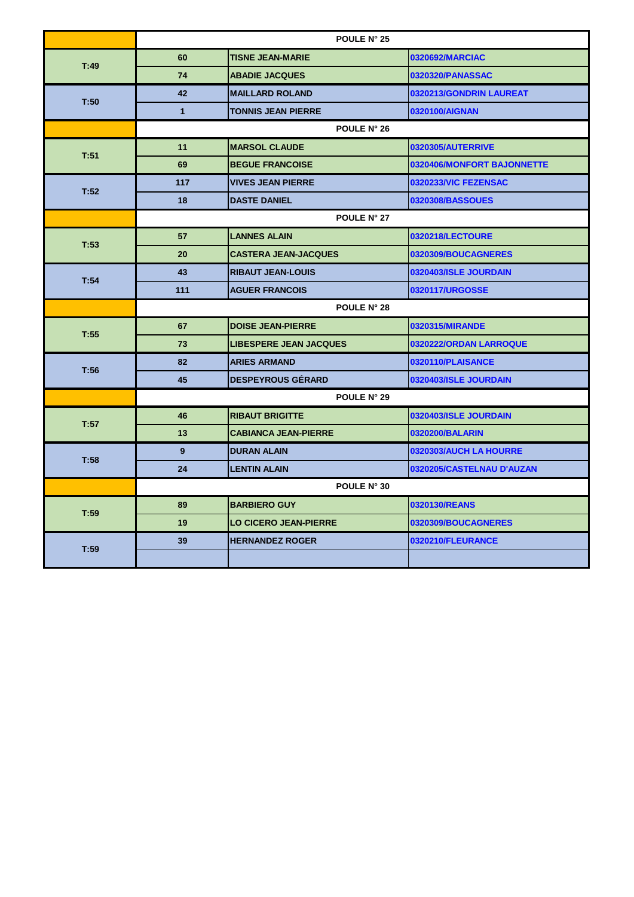| | | | |
|---|---|---|---|
| | POULE N° 25 | | |
| T:49 | 60 | TISNE JEAN-MARIE | 0320692/MARCIAC |
| | 74 | ABADIE JACQUES | 0320320/PANASSAC |
| T:50 | 42 | MAILLARD ROLAND | 0320213/GONDRIN LAUREAT |
| | 1 | TONNIS JEAN PIERRE | 0320100/AIGNAN |
| | POULE N° 26 | | |
| T:51 | 11 | MARSOL CLAUDE | 0320305/AUTERRIVE |
| | 69 | BEGUE FRANCOISE | 0320406/MONFORT BAJONNETTE |
| T:52 | 117 | VIVES JEAN PIERRE | 0320233/VIC FEZENSAC |
| | 18 | DASTE DANIEL | 0320308/BASSOUES |
| | POULE N° 27 | | |
| T:53 | 57 | LANNES ALAIN | 0320218/LECTOURE |
| | 20 | CASTERA JEAN-JACQUES | 0320309/BOUCAGNERES |
| T:54 | 43 | RIBAUT JEAN-LOUIS | 0320403/ISLE JOURDAIN |
| | 111 | AGUER FRANCOIS | 0320117/URGOSSE |
| | POULE N° 28 | | |
| T:55 | 67 | DOISE JEAN-PIERRE | 0320315/MIRANDE |
| | 73 | LIBESPERE JEAN JACQUES | 0320222/ORDAN LARROQUE |
| T:56 | 82 | ARIES ARMAND | 0320110/PLAISANCE |
| | 45 | DESPEYROUS GÉRARD | 0320403/ISLE JOURDAIN |
| | POULE N° 29 | | |
| T:57 | 46 | RIBAUT BRIGITTE | 0320403/ISLE JOURDAIN |
| | 13 | CABIANCA JEAN-PIERRE | 0320200/BALARIN |
| T:58 | 9 | DURAN ALAIN | 0320303/AUCH LA HOURRE |
| | 24 | LENTIN ALAIN | 0320205/CASTELNAU D'AUZAN |
| | POULE N° 30 | | |
| T:59 | 89 | BARBIERO GUY | 0320130/REANS |
| | 19 | LO CICERO JEAN-PIERRE | 0320309/BOUCAGNERES |
| T:59 | 39 | HERNANDEZ ROGER | 0320210/FLEURANCE |
| | | | |